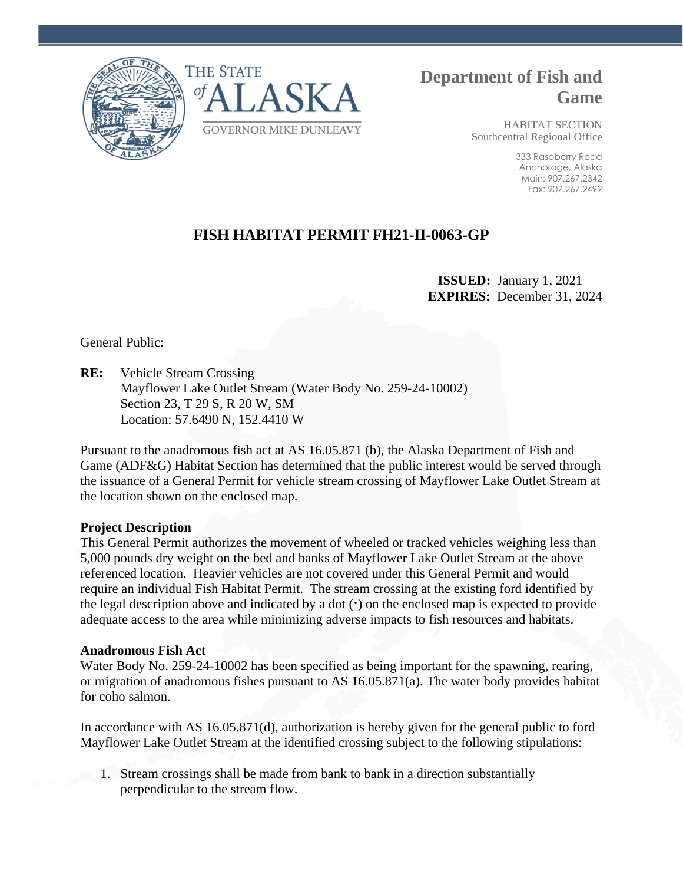THE STATE of ALASKA

GOVERNOR MIKE DUNLEAVY

**Department of Fish and Game**

HABITAT SECTION
Southcentral Regional Office

333 Raspberry Road
Anchorage, Alaska
Main: 907.267.2342
Fax: 907.267.2499

# FISH HABITAT PERMIT FH21-II-0063-GP

**ISSUED:** January 1, 2021
**EXPIRES:** December 31, 2024

General Public:

**RE:** Vehicle Stream Crossing
Mayflower Lake Outlet Stream (Water Body No. 259-24-10002)
Section 23, T 29 S, R 20 W, SM
Location: 57.6490 N, 152.4410 W

Pursuant to the anadromous fish act at AS 16.05.871 (b), the Alaska Department of Fish and Game (ADF&G) Habitat Section has determined that the public interest would be served through the issuance of a General Permit for vehicle stream crossing of Mayflower Lake Outlet Stream at the location shown on the enclosed map.

**Project Description**

This General Permit authorizes the movement of wheeled or tracked vehicles weighing less than 5,000 pounds dry weight on the bed and banks of Mayflower Lake Outlet Stream at the above referenced location. Heavier vehicles are not covered under this General Permit and would require an individual Fish Habitat Permit. The stream crossing at the existing ford identified by the legal description above and indicated by a dot (·) on the enclosed map is expected to provide adequate access to the area while minimizing adverse impacts to fish resources and habitats.

**Anadromous Fish Act**

Water Body No. 259-24-10002 has been specified as being important for the spawning, rearing, or migration of anadromous fishes pursuant to AS 16.05.871(a). The water body provides habitat for coho salmon.

In accordance with AS 16.05.871(d), authorization is hereby given for the general public to ford Mayflower Lake Outlet Stream at the identified crossing subject to the following stipulations:

1. Stream crossings shall be made from bank to bank in a direction substantially perpendicular to the stream flow.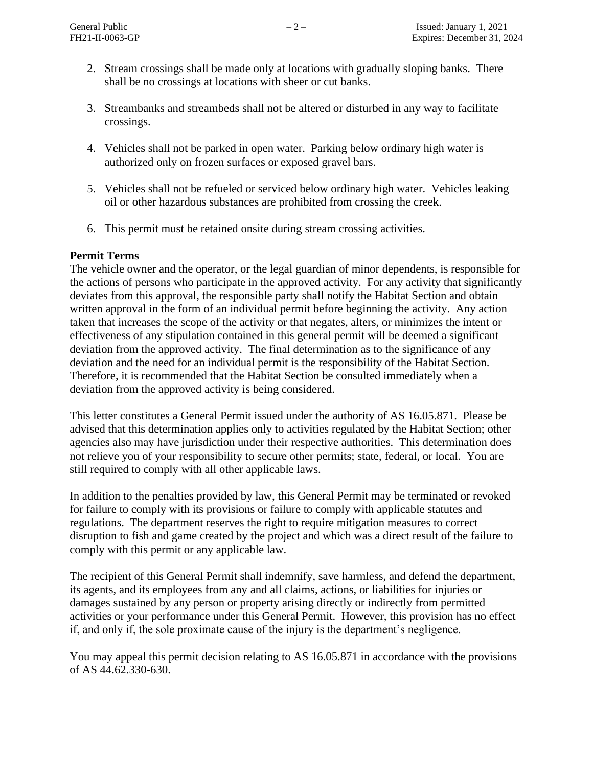2. Stream crossings shall be made only at locations with gradually sloping banks. There shall be no crossings at locations with sheer or cut banks.

3. Streambanks and streambeds shall not be altered or disturbed in any way to facilitate crossings.

4. Vehicles shall not be parked in open water. Parking below ordinary high water is authorized only on frozen surfaces or exposed gravel bars.

5. Vehicles shall not be refueled or serviced below ordinary high water. Vehicles leaking oil or other hazardous substances are prohibited from crossing the creek.

6. This permit must be retained onsite during stream crossing activities.

**Permit Terms**

The vehicle owner and the operator, or the legal guardian of minor dependents, is responsible for the actions of persons who participate in the approved activity. For any activity that significantly deviates from this approval, the responsible party shall notify the Habitat Section and obtain written approval in the form of an individual permit before beginning the activity. Any action taken that increases the scope of the activity or that negates, alters, or minimizes the intent or effectiveness of any stipulation contained in this general permit will be deemed a significant deviation from the approved activity. The final determination as to the significance of any deviation and the need for an individual permit is the responsibility of the Habitat Section. Therefore, it is recommended that the Habitat Section be consulted immediately when a deviation from the approved activity is being considered.

This letter constitutes a General Permit issued under the authority of AS 16.05.871. Please be advised that this determination applies only to activities regulated by the Habitat Section; other agencies also may have jurisdiction under their respective authorities. This determination does not relieve you of your responsibility to secure other permits; state, federal, or local. You are still required to comply with all other applicable laws.

In addition to the penalties provided by law, this General Permit may be terminated or revoked for failure to comply with its provisions or failure to comply with applicable statutes and regulations. The department reserves the right to require mitigation measures to correct disruption to fish and game created by the project and which was a direct result of the failure to comply with this permit or any applicable law.

The recipient of this General Permit shall indemnify, save harmless, and defend the department, its agents, and its employees from any and all claims, actions, or liabilities for injuries or damages sustained by any person or property arising directly or indirectly from permitted activities or your performance under this General Permit. However, this provision has no effect if, and only if, the sole proximate cause of the injury is the department's negligence.

You may appeal this permit decision relating to AS 16.05.871 in accordance with the provisions of AS 44.62.330-630.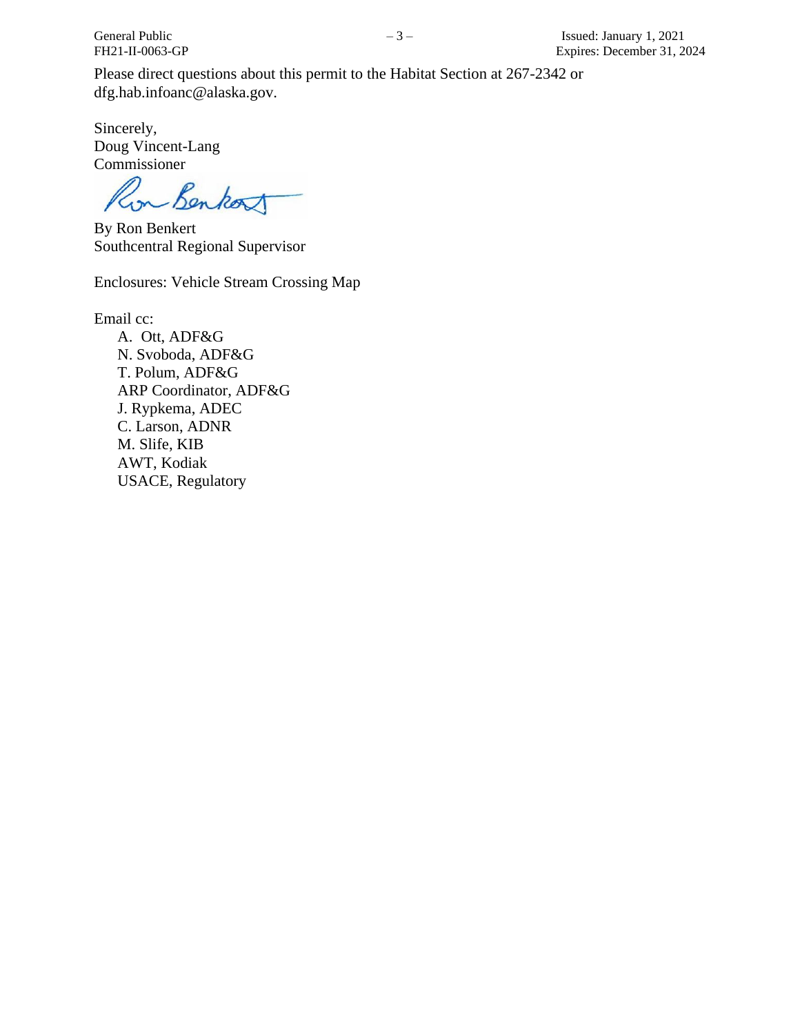Please direct questions about this permit to the Habitat Section at 267-2342 or dfg.hab.infoanc@alaska.gov.

Sincerely,
Doug Vincent-Lang
Commissioner

By Ron Benkert
Southcentral Regional Supervisor

Enclosures: Vehicle Stream Crossing Map

Email cc:

A. Ott, ADF&G
N. Svoboda, ADF&G
T. Polum, ADF&G
ARP Coordinator, ADF&G
J. Rypkema, ADEC
C. Larson, ADNR
M. Slife, KIB
AWT, Kodiak
USACE, Regulatory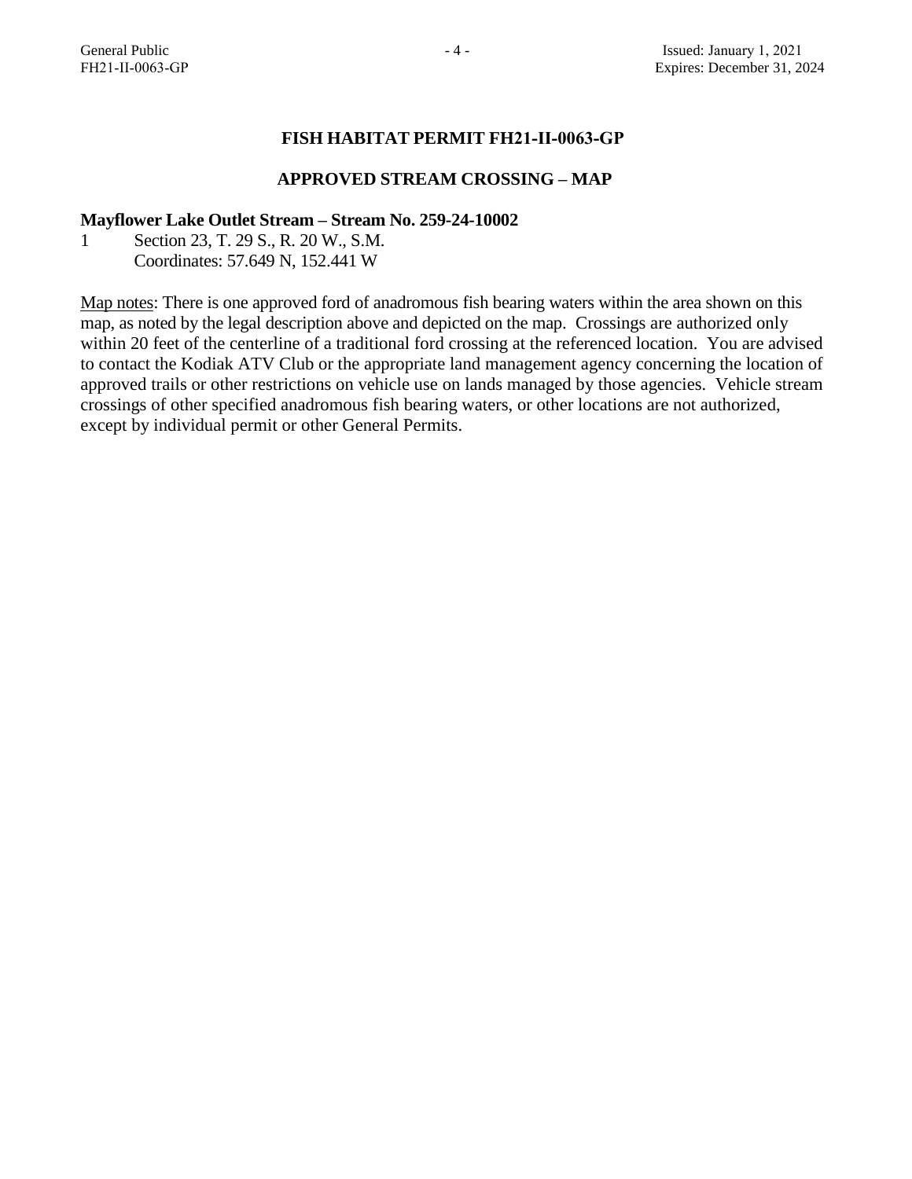## FISH HABITAT PERMIT FH21-II-0063-GP

## APPROVED STREAM CROSSING – MAP

**Mayflower Lake Outlet Stream – Stream No. 259-24-10002**

1 Section 23, T. 29 S., R. 20 W., S.M.
Coordinates: 57.649 N, 152.441 W

<u>Map notes</u>: There is one approved ford of anadromous fish bearing waters within the area shown on this map, as noted by the legal description above and depicted on the map. Crossings are authorized only within 20 feet of the centerline of a traditional ford crossing at the referenced location. You are advised to contact the Kodiak ATV Club or the appropriate land management agency concerning the location of approved trails or other restrictions on vehicle use on lands managed by those agencies. Vehicle stream crossings of other specified anadromous fish bearing waters, or other locations are not authorized, except by individual permit or other General Permits.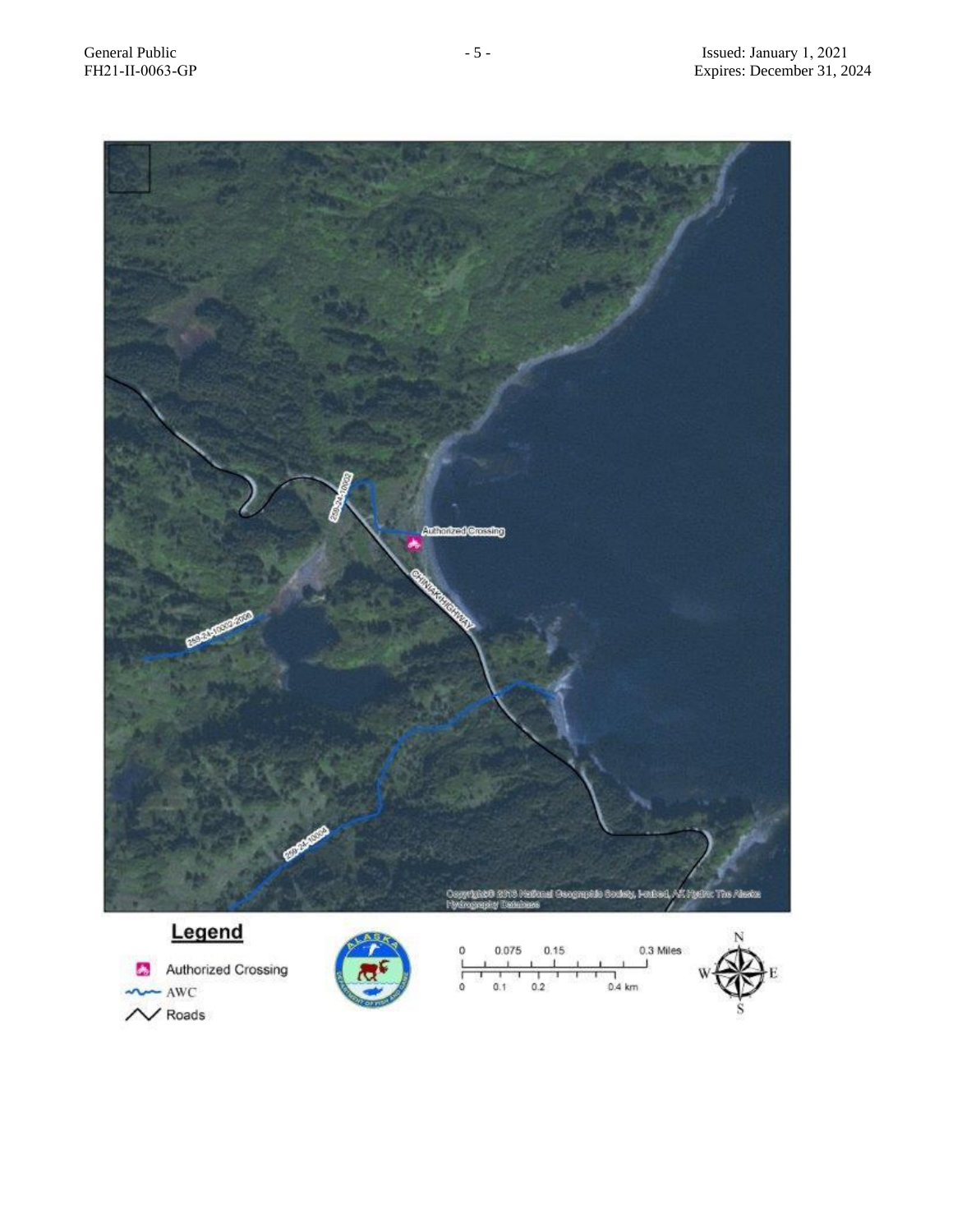Authorized Crossing

259-24-10003

259-24-10003-2006

259-24-10004

CHINIAK HIGHWAY

Copyright© 2013 National Geographic Society, i-cubed, AK Hydro: The Alaska Hydrography Database

**Legend**

Authorized Crossing

AWC

Roads

0 0.075 0.15 0.3 Miles

0 0.1 0.2 0.4 km

N

W E

S